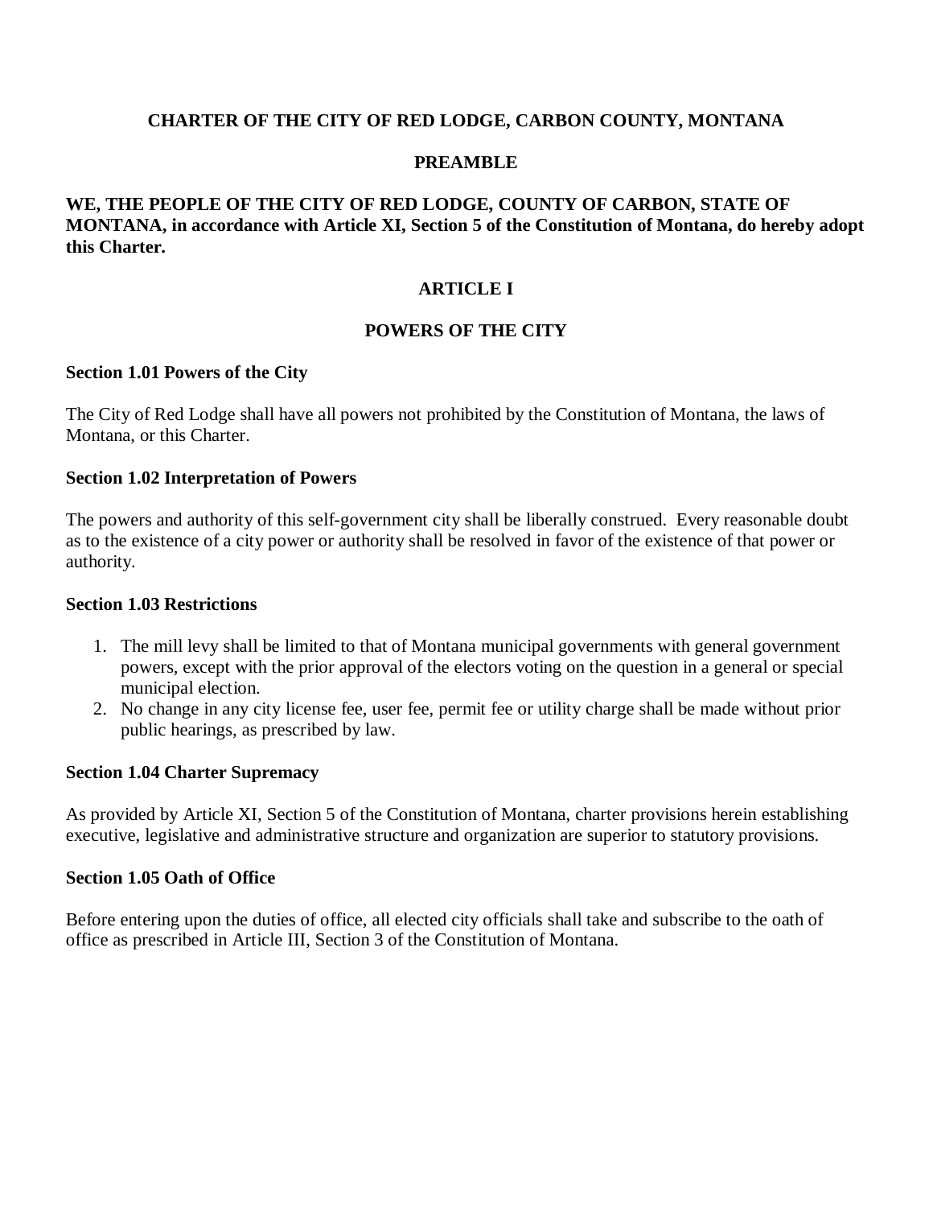# CHARTER OF THE CITY OF RED LODGE, CARBON COUNTY, MONTANA

## PREAMBLE

**WE, THE PEOPLE OF THE CITY OF RED LODGE, COUNTY OF CARBON, STATE OF MONTANA, in accordance with Article XI, Section 5 of the Constitution of Montana, do hereby adopt this Charter.**

## ARTICLE I

## POWERS OF THE CITY

### Section 1.01 Powers of the City

The City of Red Lodge shall have all powers not prohibited by the Constitution of Montana, the laws of Montana, or this Charter.

### Section 1.02 Interpretation of Powers

The powers and authority of this self-government city shall be liberally construed. Every reasonable doubt as to the existence of a city power or authority shall be resolved in favor of the existence of that power or authority.

### Section 1.03 Restrictions

1. The mill levy shall be limited to that of Montana municipal governments with general government powers, except with the prior approval of the electors voting on the question in a general or special municipal election.
2. No change in any city license fee, user fee, permit fee or utility charge shall be made without prior public hearings, as prescribed by law.

### Section 1.04 Charter Supremacy

As provided by Article XI, Section 5 of the Constitution of Montana, charter provisions herein establishing executive, legislative and administrative structure and organization are superior to statutory provisions.

### Section 1.05 Oath of Office

Before entering upon the duties of office, all elected city officials shall take and subscribe to the oath of office as prescribed in Article III, Section 3 of the Constitution of Montana.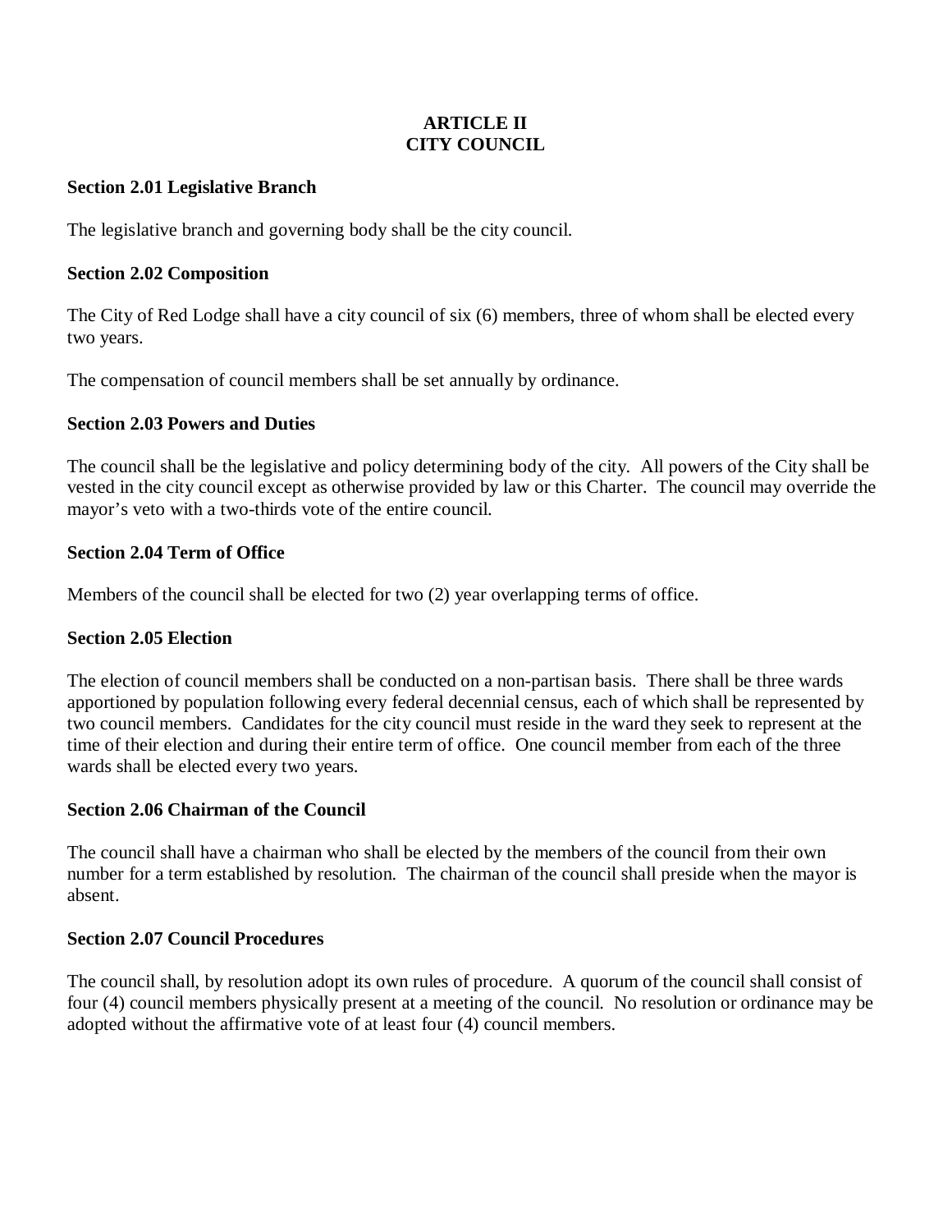## ARTICLE II
## CITY COUNCIL

### Section 2.01 Legislative Branch

The legislative branch and governing body shall be the city council.

### Section 2.02 Composition

The City of Red Lodge shall have a city council of six (6) members, three of whom shall be elected every two years.

The compensation of council members shall be set annually by ordinance.

### Section 2.03 Powers and Duties

The council shall be the legislative and policy determining body of the city. All powers of the City shall be vested in the city council except as otherwise provided by law or this Charter. The council may override the mayor's veto with a two-thirds vote of the entire council.

### Section 2.04 Term of Office

Members of the council shall be elected for two (2) year overlapping terms of office.

### Section 2.05 Election

The election of council members shall be conducted on a non-partisan basis. There shall be three wards apportioned by population following every federal decennial census, each of which shall be represented by two council members. Candidates for the city council must reside in the ward they seek to represent at the time of their election and during their entire term of office. One council member from each of the three wards shall be elected every two years.

### Section 2.06 Chairman of the Council

The council shall have a chairman who shall be elected by the members of the council from their own number for a term established by resolution. The chairman of the council shall preside when the mayor is absent.

### Section 2.07 Council Procedures

The council shall, by resolution adopt its own rules of procedure. A quorum of the council shall consist of four (4) council members physically present at a meeting of the council. No resolution or ordinance may be adopted without the affirmative vote of at least four (4) council members.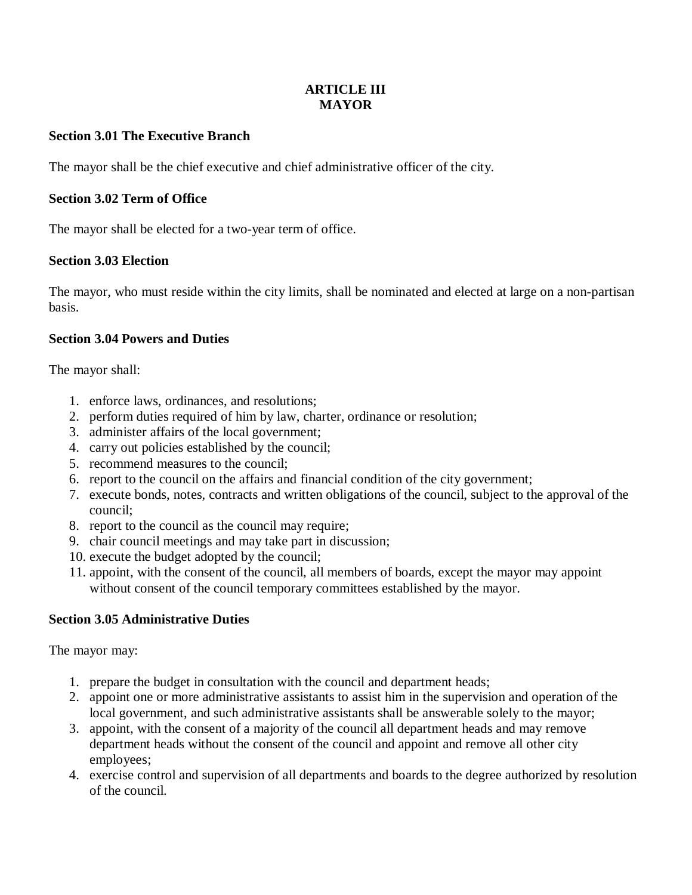# ARTICLE III
# MAYOR

### Section 3.01 The Executive Branch

The mayor shall be the chief executive and chief administrative officer of the city.

### Section 3.02 Term of Office

The mayor shall be elected for a two-year term of office.

### Section 3.03 Election

The mayor, who must reside within the city limits, shall be nominated and elected at large on a non-partisan basis.

### Section 3.04 Powers and Duties

The mayor shall:

1. enforce laws, ordinances, and resolutions;
2. perform duties required of him by law, charter, ordinance or resolution;
3. administer affairs of the local government;
4. carry out policies established by the council;
5. recommend measures to the council;
6. report to the council on the affairs and financial condition of the city government;
7. execute bonds, notes, contracts and written obligations of the council, subject to the approval of the council;
8. report to the council as the council may require;
9. chair council meetings and may take part in discussion;
10. execute the budget adopted by the council;
11. appoint, with the consent of the council, all members of boards, except the mayor may appoint without consent of the council temporary committees established by the mayor.

### Section 3.05 Administrative Duties

The mayor may:

1. prepare the budget in consultation with the council and department heads;
2. appoint one or more administrative assistants to assist him in the supervision and operation of the local government, and such administrative assistants shall be answerable solely to the mayor;
3. appoint, with the consent of a majority of the council all department heads and may remove department heads without the consent of the council and appoint and remove all other city employees;
4. exercise control and supervision of all departments and boards to the degree authorized by resolution of the council.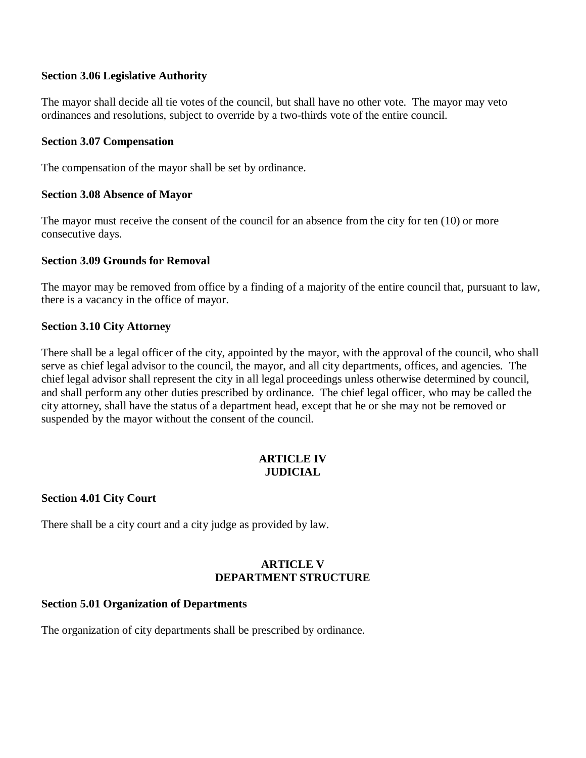**Section 3.06 Legislative Authority**

The mayor shall decide all tie votes of the council, but shall have no other vote. The mayor may veto ordinances and resolutions, subject to override by a two-thirds vote of the entire council.

**Section 3.07 Compensation**

The compensation of the mayor shall be set by ordinance.

**Section 3.08 Absence of Mayor**

The mayor must receive the consent of the council for an absence from the city for ten (10) or more consecutive days.

**Section 3.09 Grounds for Removal**

The mayor may be removed from office by a finding of a majority of the entire council that, pursuant to law, there is a vacancy in the office of mayor.

**Section 3.10 City Attorney**

There shall be a legal officer of the city, appointed by the mayor, with the approval of the council, who shall serve as chief legal advisor to the council, the mayor, and all city departments, offices, and agencies. The chief legal advisor shall represent the city in all legal proceedings unless otherwise determined by council, and shall perform any other duties prescribed by ordinance. The chief legal officer, who may be called the city attorney, shall have the status of a department head, except that he or she may not be removed or suspended by the mayor without the consent of the council.

## ARTICLE IV
## JUDICIAL

**Section 4.01 City Court**

There shall be a city court and a city judge as provided by law.

## ARTICLE V
## DEPARTMENT STRUCTURE

**Section 5.01 Organization of Departments**

The organization of city departments shall be prescribed by ordinance.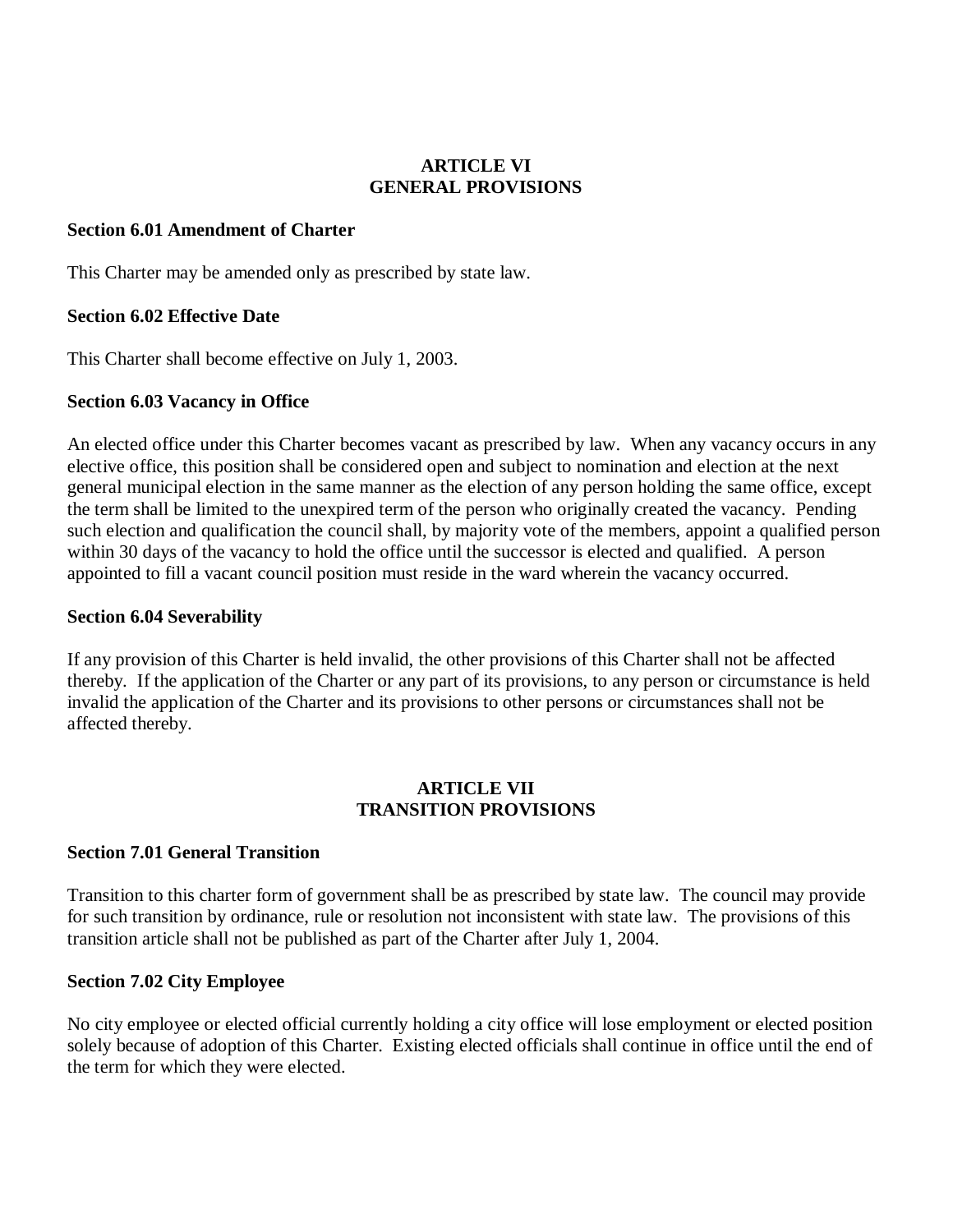## ARTICLE VI
## GENERAL PROVISIONS

**Section 6.01 Amendment of Charter**

This Charter may be amended only as prescribed by state law.

**Section 6.02 Effective Date**

This Charter shall become effective on July 1, 2003.

**Section 6.03 Vacancy in Office**

An elected office under this Charter becomes vacant as prescribed by law. When any vacancy occurs in any elective office, this position shall be considered open and subject to nomination and election at the next general municipal election in the same manner as the election of any person holding the same office, except the term shall be limited to the unexpired term of the person who originally created the vacancy. Pending such election and qualification the council shall, by majority vote of the members, appoint a qualified person within 30 days of the vacancy to hold the office until the successor is elected and qualified. A person appointed to fill a vacant council position must reside in the ward wherein the vacancy occurred.

**Section 6.04 Severability**

If any provision of this Charter is held invalid, the other provisions of this Charter shall not be affected thereby. If the application of the Charter or any part of its provisions, to any person or circumstance is held invalid the application of the Charter and its provisions to other persons or circumstances shall not be affected thereby.

## ARTICLE VII
## TRANSITION PROVISIONS

**Section 7.01 General Transition**

Transition to this charter form of government shall be as prescribed by state law. The council may provide for such transition by ordinance, rule or resolution not inconsistent with state law. The provisions of this transition article shall not be published as part of the Charter after July 1, 2004.

**Section 7.02 City Employee**

No city employee or elected official currently holding a city office will lose employment or elected position solely because of adoption of this Charter. Existing elected officials shall continue in office until the end of the term for which they were elected.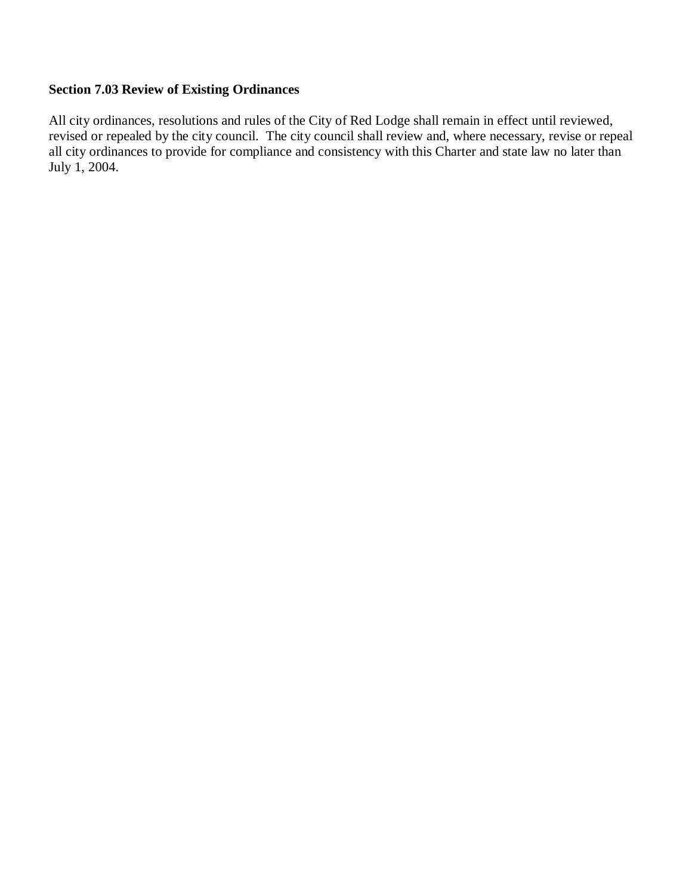**Section 7.03 Review of Existing Ordinances**

All city ordinances, resolutions and rules of the City of Red Lodge shall remain in effect until reviewed, revised or repealed by the city council. The city council shall review and, where necessary, revise or repeal all city ordinances to provide for compliance and consistency with this Charter and state law no later than July 1, 2004.